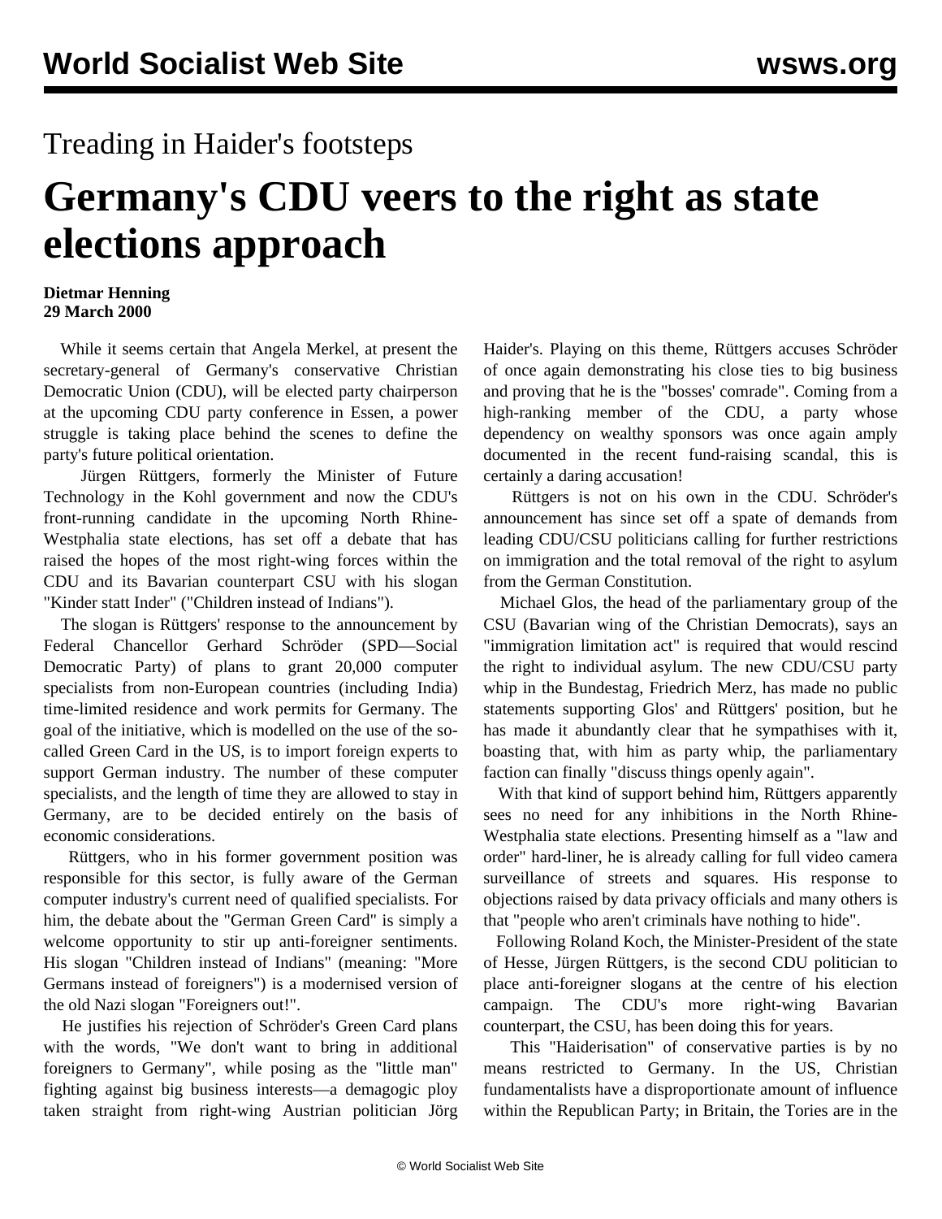Treading in Haider's footsteps

# Germany's CDU veers to the right as state elections approach

**Dietmar Henning**
**29 March 2000**

While it seems certain that Angela Merkel, at present the secretary-general of Germany's conservative Christian Democratic Union (CDU), will be elected party chairperson at the upcoming CDU party conference in Essen, a power struggle is taking place behind the scenes to define the party's future political orientation.

Jürgen Rüttgers, formerly the Minister of Future Technology in the Kohl government and now the CDU's front-running candidate in the upcoming North Rhine-Westphalia state elections, has set off a debate that has raised the hopes of the most right-wing forces within the CDU and its Bavarian counterpart CSU with his slogan "Kinder statt Inder" ("Children instead of Indians").

The slogan is Rüttgers' response to the announcement by Federal Chancellor Gerhard Schröder (SPD—Social Democratic Party) of plans to grant 20,000 computer specialists from non-European countries (including India) time-limited residence and work permits for Germany. The goal of the initiative, which is modelled on the use of the so-called Green Card in the US, is to import foreign experts to support German industry. The number of these computer specialists, and the length of time they are allowed to stay in Germany, are to be decided entirely on the basis of economic considerations.

Rüttgers, who in his former government position was responsible for this sector, is fully aware of the German computer industry's current need of qualified specialists. For him, the debate about the "German Green Card" is simply a welcome opportunity to stir up anti-foreigner sentiments. His slogan "Children instead of Indians" (meaning: "More Germans instead of foreigners") is a modernised version of the old Nazi slogan "Foreigners out!".

He justifies his rejection of Schröder's Green Card plans with the words, "We don't want to bring in additional foreigners to Germany", while posing as the "little man" fighting against big business interests—a demagogic ploy taken straight from right-wing Austrian politician Jörg Haider's. Playing on this theme, Rüttgers accuses Schröder of once again demonstrating his close ties to big business and proving that he is the "bosses' comrade". Coming from a high-ranking member of the CDU, a party whose dependency on wealthy sponsors was once again amply documented in the recent fund-raising scandal, this is certainly a daring accusation!

Rüttgers is not on his own in the CDU. Schröder's announcement has since set off a spate of demands from leading CDU/CSU politicians calling for further restrictions on immigration and the total removal of the right to asylum from the German Constitution.

Michael Glos, the head of the parliamentary group of the CSU (Bavarian wing of the Christian Democrats), says an "immigration limitation act" is required that would rescind the right to individual asylum. The new CDU/CSU party whip in the Bundestag, Friedrich Merz, has made no public statements supporting Glos' and Rüttgers' position, but he has made it abundantly clear that he sympathises with it, boasting that, with him as party whip, the parliamentary faction can finally "discuss things openly again".

With that kind of support behind him, Rüttgers apparently sees no need for any inhibitions in the North Rhine-Westphalia state elections. Presenting himself as a "law and order" hard-liner, he is already calling for full video camera surveillance of streets and squares. His response to objections raised by data privacy officials and many others is that "people who aren't criminals have nothing to hide".

Following Roland Koch, the Minister-President of the state of Hesse, Jürgen Rüttgers, is the second CDU politician to place anti-foreigner slogans at the centre of his election campaign. The CDU's more right-wing Bavarian counterpart, the CSU, has been doing this for years.

This "Haiderisation" of conservative parties is by no means restricted to Germany. In the US, Christian fundamentalists have a disproportionate amount of influence within the Republican Party; in Britain, the Tories are in the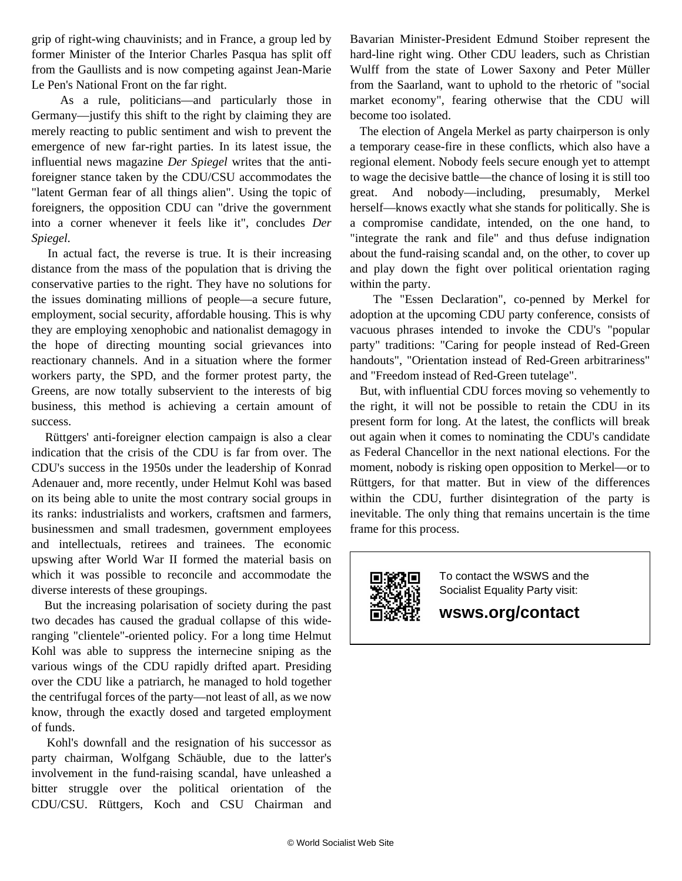grip of right-wing chauvinists; and in France, a group led by former Minister of the Interior Charles Pasqua has split off from the Gaullists and is now competing against Jean-Marie Le Pen's National Front on the far right.

As a rule, politicians—and particularly those in Germany—justify this shift to the right by claiming they are merely reacting to public sentiment and wish to prevent the emergence of new far-right parties. In its latest issue, the influential news magazine *Der Spiegel* writes that the anti-foreigner stance taken by the CDU/CSU accommodates the "latent German fear of all things alien". Using the topic of foreigners, the opposition CDU can "drive the government into a corner whenever it feels like it", concludes *Der Spiegel.*

In actual fact, the reverse is true. It is their increasing distance from the mass of the population that is driving the conservative parties to the right. They have no solutions for the issues dominating millions of people—a secure future, employment, social security, affordable housing. This is why they are employing xenophobic and nationalist demagogy in the hope of directing mounting social grievances into reactionary channels. And in a situation where the former workers party, the SPD, and the former protest party, the Greens, are now totally subservient to the interests of big business, this method is achieving a certain amount of success.

Rüttgers' anti-foreigner election campaign is also a clear indication that the crisis of the CDU is far from over. The CDU's success in the 1950s under the leadership of Konrad Adenauer and, more recently, under Helmut Kohl was based on its being able to unite the most contrary social groups in its ranks: industrialists and workers, craftsmen and farmers, businessmen and small tradesmen, government employees and intellectuals, retirees and trainees. The economic upswing after World War II formed the material basis on which it was possible to reconcile and accommodate the diverse interests of these groupings.

But the increasing polarisation of society during the past two decades has caused the gradual collapse of this wide-ranging "clientele"-oriented policy. For a long time Helmut Kohl was able to suppress the internecine sniping as the various wings of the CDU rapidly drifted apart. Presiding over the CDU like a patriarch, he managed to hold together the centrifugal forces of the party—not least of all, as we now know, through the exactly dosed and targeted employment of funds.

Kohl's downfall and the resignation of his successor as party chairman, Wolfgang Schäuble, due to the latter's involvement in the fund-raising scandal, have unleashed a bitter struggle over the political orientation of the CDU/CSU. Rüttgers, Koch and CSU Chairman and Bavarian Minister-President Edmund Stoiber represent the hard-line right wing. Other CDU leaders, such as Christian Wulff from the state of Lower Saxony and Peter Müller from the Saarland, want to uphold to the rhetoric of "social market economy", fearing otherwise that the CDU will become too isolated.

The election of Angela Merkel as party chairperson is only a temporary cease-fire in these conflicts, which also have a regional element. Nobody feels secure enough yet to attempt to wage the decisive battle—the chance of losing it is still too great. And nobody—including, presumably, Merkel herself—knows exactly what she stands for politically. She is a compromise candidate, intended, on the one hand, to "integrate the rank and file" and thus defuse indignation about the fund-raising scandal and, on the other, to cover up and play down the fight over political orientation raging within the party.

The "Essen Declaration", co-penned by Merkel for adoption at the upcoming CDU party conference, consists of vacuous phrases intended to invoke the CDU's "popular party" traditions: "Caring for people instead of Red-Green handouts", "Orientation instead of Red-Green arbitrariness" and "Freedom instead of Red-Green tutelage".

But, with influential CDU forces moving so vehemently to the right, it will not be possible to retain the CDU in its present form for long. At the latest, the conflicts will break out again when it comes to nominating the CDU's candidate as Federal Chancellor in the next national elections. For the moment, nobody is risking open opposition to Merkel—or to Rüttgers, for that matter. But in view of the differences within the CDU, further disintegration of the party is inevitable. The only thing that remains uncertain is the time frame for this process.

To contact the WSWS and the Socialist Equality Party visit:

**wsws.org/contact**